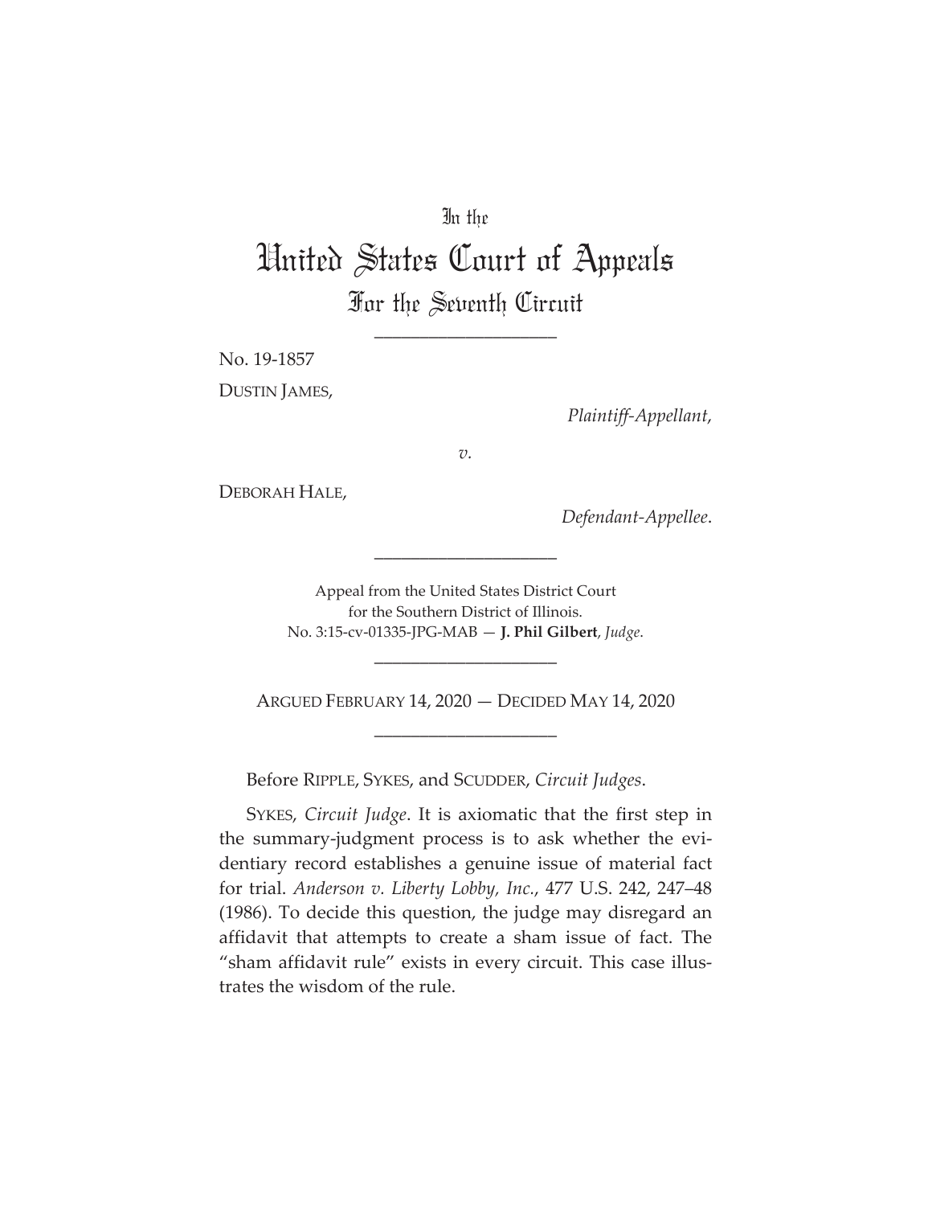In the

# United States Court of Appeals

## For the Seventh Circuit

\_\_\_\_\_\_\_\_\_\_\_\_\_\_\_\_\_\_\_\_

No. 19-1857

DUSTIN JAMES,

*Plaintiff-Appellant*,

*v.*

DEBORAH HALE,

*Defendant-Appellee*.

\_\_\_\_\_\_\_\_\_\_\_\_\_\_\_\_\_\_\_\_

Appeal from the United States District Court for the Southern District of Illinois.
No. 3:15-cv-01335-JPG-MAB — **J. Phil Gilbert**, *Judge*.

\_\_\_\_\_\_\_\_\_\_\_\_\_\_\_\_\_\_\_\_

ARGUED FEBRUARY 14, 2020 — DECIDED MAY 14, 2020

\_\_\_\_\_\_\_\_\_\_\_\_\_\_\_\_\_\_\_\_

Before RIPPLE, SYKES, and SCUDDER, *Circuit Judges*.

SYKES, *Circuit Judge*. It is axiomatic that the first step in the summary-judgment process is to ask whether the evidentiary record establishes a genuine issue of material fact for trial. *Anderson v. Liberty Lobby, Inc.*, 477 U.S. 242, 247–48 (1986). To decide this question, the judge may disregard an affidavit that attempts to create a sham issue of fact. The "sham affidavit rule" exists in every circuit. This case illustrates the wisdom of the rule.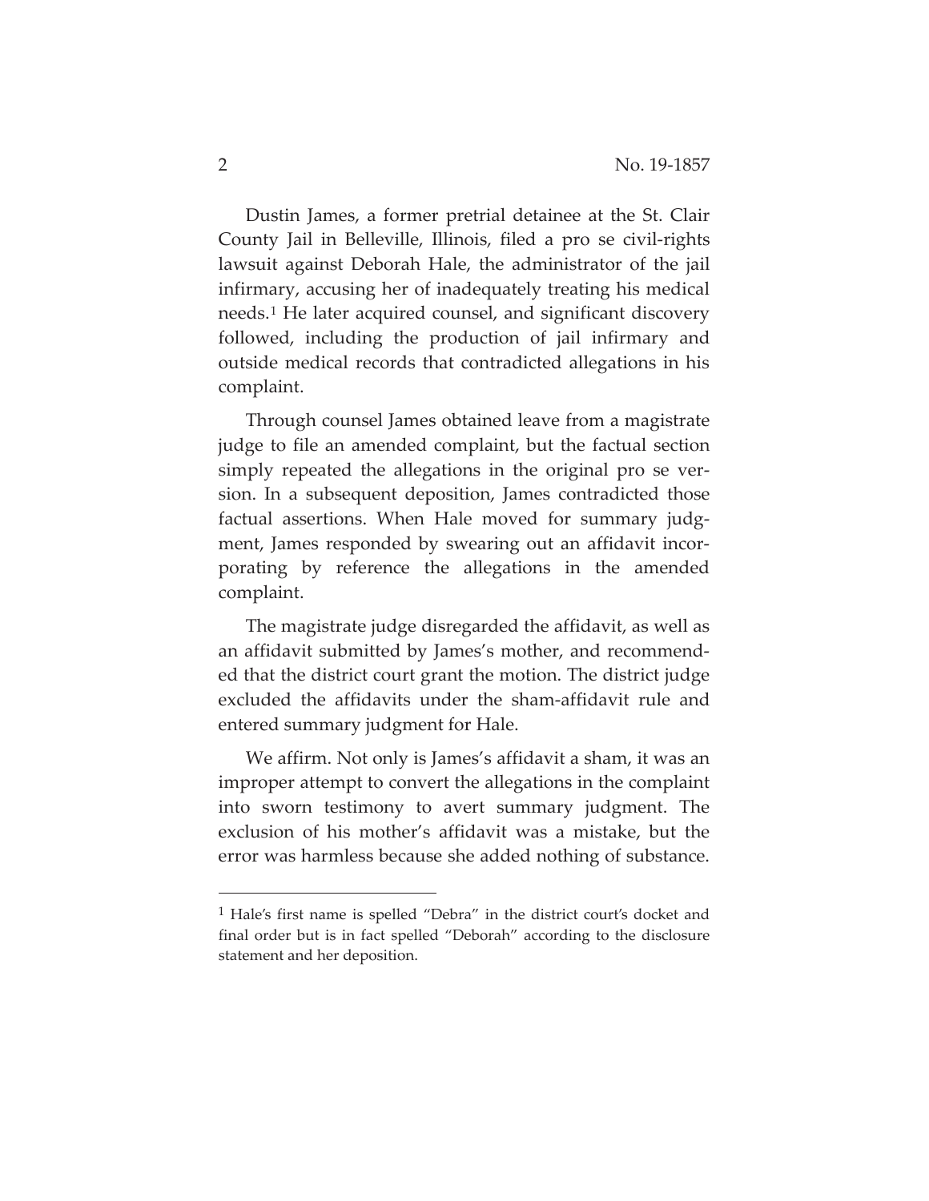Dustin James, a former pretrial detainee at the St. Clair County Jail in Belleville, Illinois, filed a pro se civil-rights lawsuit against Deborah Hale, the administrator of the jail infirmary, accusing her of inadequately treating his medical needs.[1] He later acquired counsel, and significant discovery followed, including the production of jail infirmary and outside medical records that contradicted allegations in his complaint.

Through counsel James obtained leave from a magistrate judge to file an amended complaint, but the factual section simply repeated the allegations in the original pro se version. In a subsequent deposition, James contradicted those factual assertions. When Hale moved for summary judgment, James responded by swearing out an affidavit incorporating by reference the allegations in the amended complaint.

The magistrate judge disregarded the affidavit, as well as an affidavit submitted by James's mother, and recommended that the district court grant the motion. The district judge excluded the affidavits under the sham-affidavit rule and entered summary judgment for Hale.

We affirm. Not only is James's affidavit a sham, it was an improper attempt to convert the allegations in the complaint into sworn testimony to avert summary judgment. The exclusion of his mother's affidavit was a mistake, but the error was harmless because she added nothing of substance.

---

[1] Hale's first name is spelled "Debra" in the district court's docket and final order but is in fact spelled "Deborah" according to the disclosure statement and her deposition.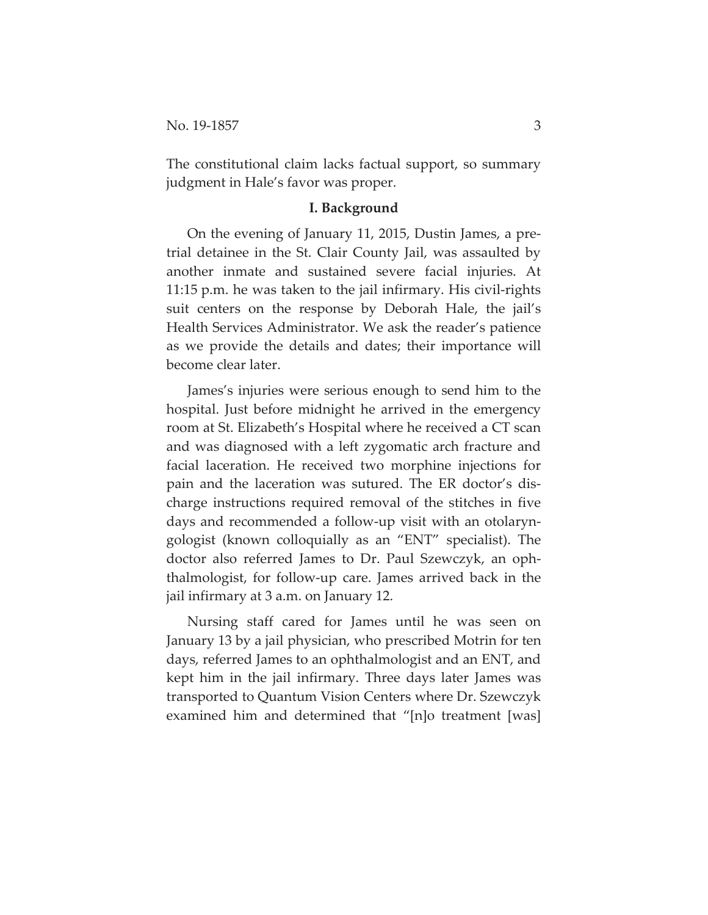The constitutional claim lacks factual support, so summary judgment in Hale's favor was proper.

## I. Background

On the evening of January 11, 2015, Dustin James, a pretrial detainee in the St. Clair County Jail, was assaulted by another inmate and sustained severe facial injuries. At 11:15 p.m. he was taken to the jail infirmary. His civil-rights suit centers on the response by Deborah Hale, the jail's Health Services Administrator. We ask the reader's patience as we provide the details and dates; their importance will become clear later.

James's injuries were serious enough to send him to the hospital. Just before midnight he arrived in the emergency room at St. Elizabeth's Hospital where he received a CT scan and was diagnosed with a left zygomatic arch fracture and facial laceration. He received two morphine injections for pain and the laceration was sutured. The ER doctor's discharge instructions required removal of the stitches in five days and recommended a follow-up visit with an otolaryngologist (known colloquially as an "ENT" specialist). The doctor also referred James to Dr. Paul Szewczyk, an ophthalmologist, for follow-up care. James arrived back in the jail infirmary at 3 a.m. on January 12.

Nursing staff cared for James until he was seen on January 13 by a jail physician, who prescribed Motrin for ten days, referred James to an ophthalmologist and an ENT, and kept him in the jail infirmary. Three days later James was transported to Quantum Vision Centers where Dr. Szewczyk examined him and determined that "[n]o treatment [was]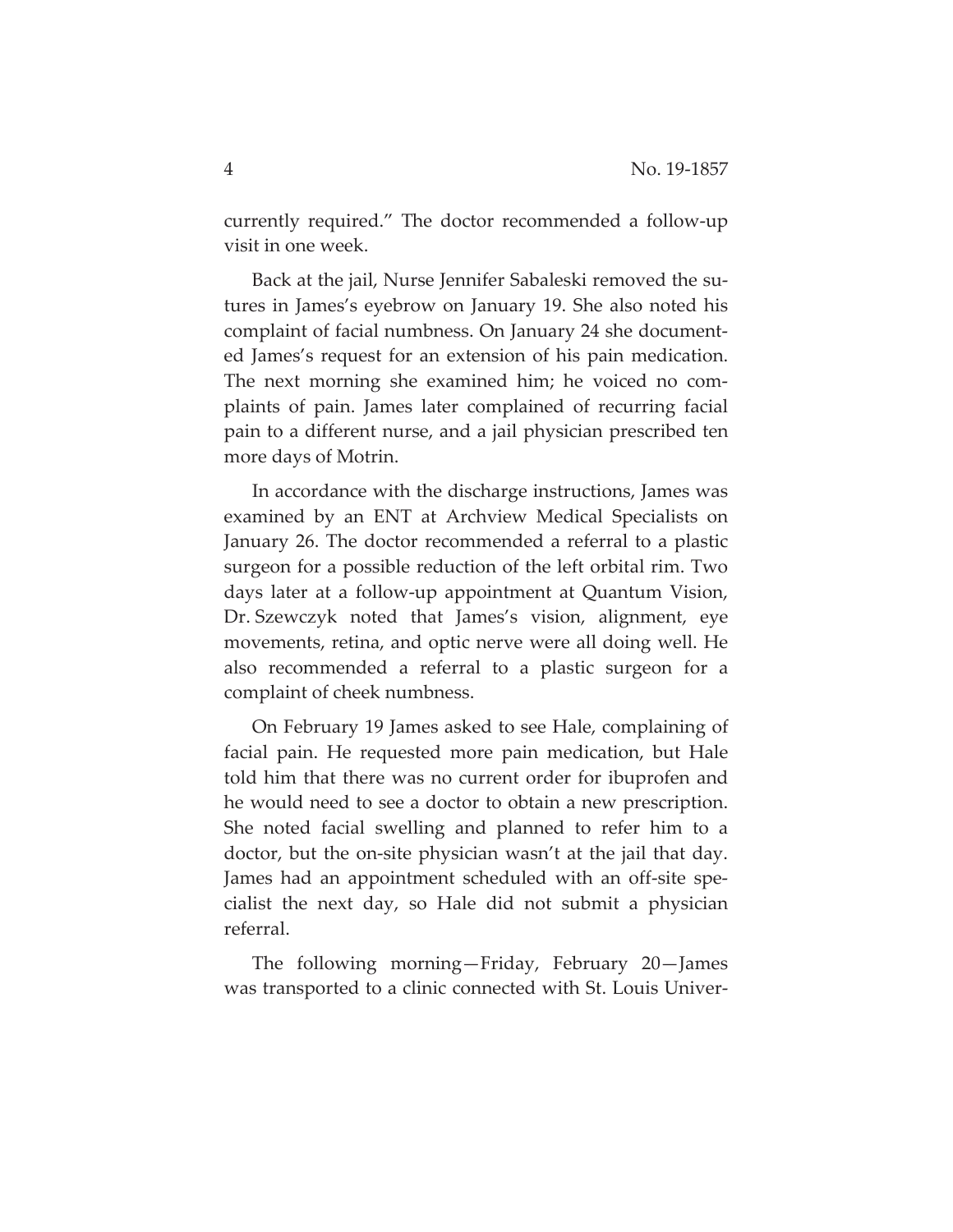currently required." The doctor recommended a follow-up visit in one week.

Back at the jail, Nurse Jennifer Sabaleski removed the sutures in James's eyebrow on January 19. She also noted his complaint of facial numbness. On January 24 she documented James's request for an extension of his pain medication. The next morning she examined him; he voiced no complaints of pain. James later complained of recurring facial pain to a different nurse, and a jail physician prescribed ten more days of Motrin.

In accordance with the discharge instructions, James was examined by an ENT at Archview Medical Specialists on January 26. The doctor recommended a referral to a plastic surgeon for a possible reduction of the left orbital rim. Two days later at a follow-up appointment at Quantum Vision, Dr. Szewczyk noted that James's vision, alignment, eye movements, retina, and optic nerve were all doing well. He also recommended a referral to a plastic surgeon for a complaint of cheek numbness.

On February 19 James asked to see Hale, complaining of facial pain. He requested more pain medication, but Hale told him that there was no current order for ibuprofen and he would need to see a doctor to obtain a new prescription. She noted facial swelling and planned to refer him to a doctor, but the on-site physician wasn't at the jail that day. James had an appointment scheduled with an off-site specialist the next day, so Hale did not submit a physician referral.

The following morning—Friday, February 20—James was transported to a clinic connected with St. Louis Univer-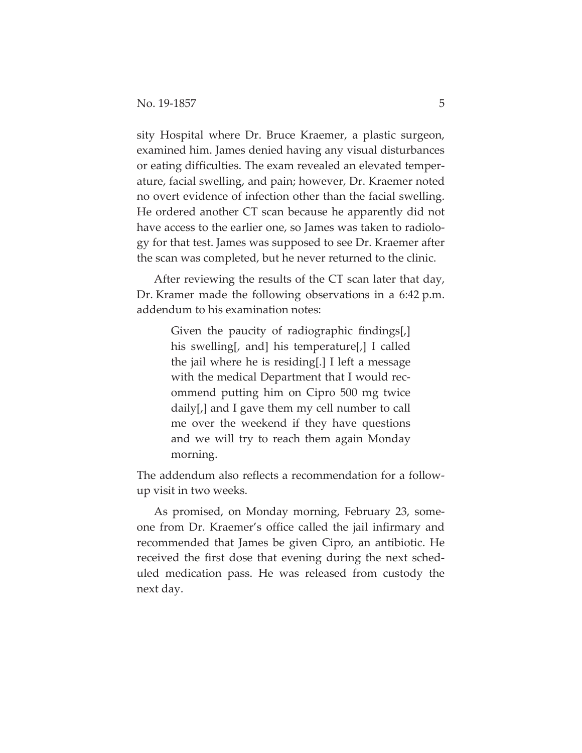sity Hospital where Dr. Bruce Kraemer, a plastic surgeon, examined him. James denied having any visual disturbances or eating difficulties. The exam revealed an elevated temperature, facial swelling, and pain; however, Dr. Kraemer noted no overt evidence of infection other than the facial swelling. He ordered another CT scan because he apparently did not have access to the earlier one, so James was taken to radiology for that test. James was supposed to see Dr. Kraemer after the scan was completed, but he never returned to the clinic.

After reviewing the results of the CT scan later that day, Dr. Kramer made the following observations in a 6:42 p.m. addendum to his examination notes:

> Given the paucity of radiographic findings[,] his swelling[, and] his temperature[,] I called the jail where he is residing[.] I left a message with the medical Department that I would recommend putting him on Cipro 500 mg twice daily[,] and I gave them my cell number to call me over the weekend if they have questions and we will try to reach them again Monday morning.

The addendum also reflects a recommendation for a follow-up visit in two weeks.

As promised, on Monday morning, February 23, someone from Dr. Kraemer's office called the jail infirmary and recommended that James be given Cipro, an antibiotic. He received the first dose that evening during the next scheduled medication pass. He was released from custody the next day.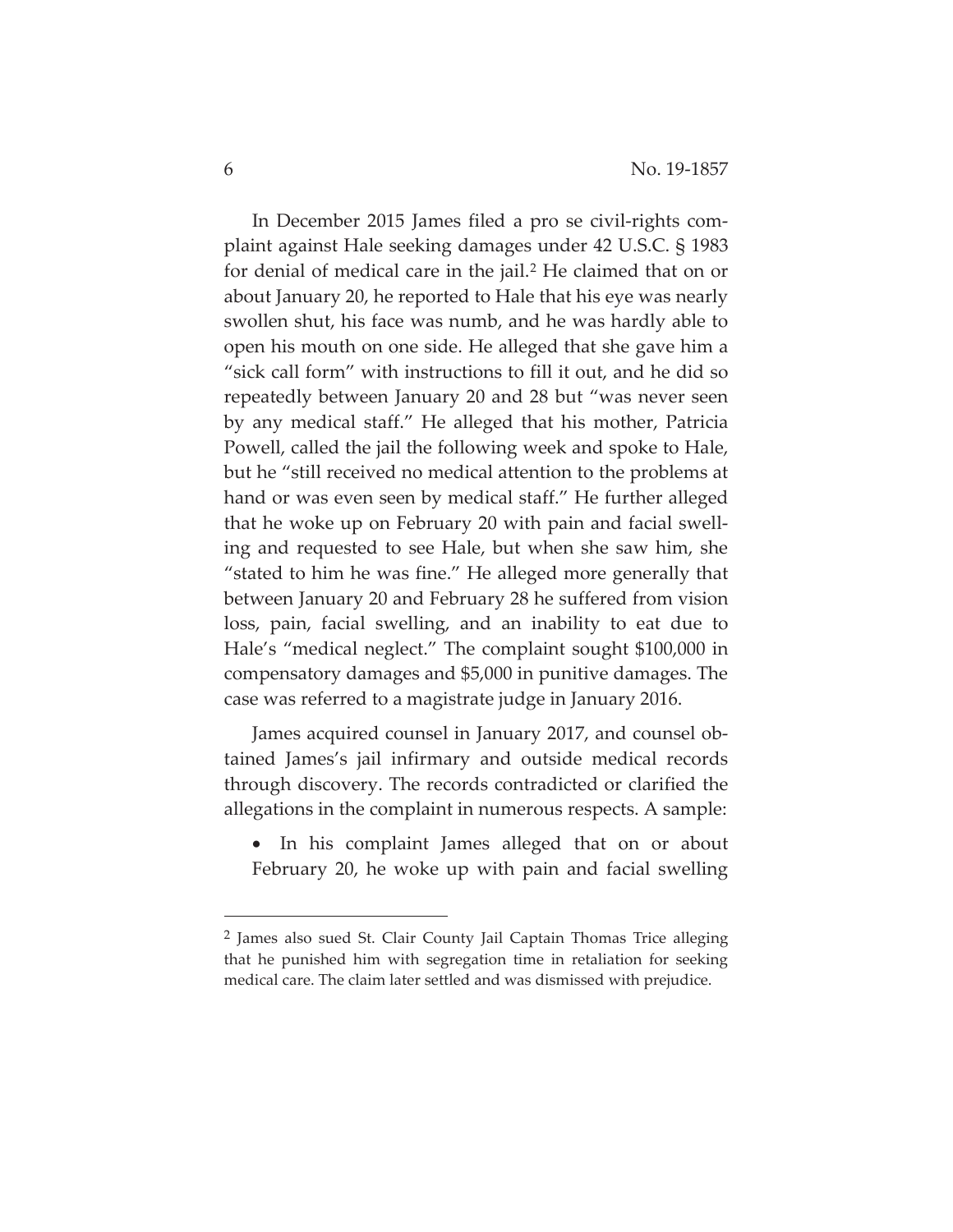In December 2015 James filed a pro se civil-rights complaint against Hale seeking damages under 42 U.S.C. § 1983 for denial of medical care in the jail.[2] He claimed that on or about January 20, he reported to Hale that his eye was nearly swollen shut, his face was numb, and he was hardly able to open his mouth on one side. He alleged that she gave him a "sick call form" with instructions to fill it out, and he did so repeatedly between January 20 and 28 but "was never seen by any medical staff." He alleged that his mother, Patricia Powell, called the jail the following week and spoke to Hale, but he "still received no medical attention to the problems at hand or was even seen by medical staff." He further alleged that he woke up on February 20 with pain and facial swelling and requested to see Hale, but when she saw him, she "stated to him he was fine." He alleged more generally that between January 20 and February 28 he suffered from vision loss, pain, facial swelling, and an inability to eat due to Hale's "medical neglect." The complaint sought $100,000 in compensatory damages and $5,000 in punitive damages. The case was referred to a magistrate judge in January 2016.

James acquired counsel in January 2017, and counsel obtained James's jail infirmary and outside medical records through discovery. The records contradicted or clarified the allegations in the complaint in numerous respects. A sample:

- In his complaint James alleged that on or about February 20, he woke up with pain and facial swelling

[2] James also sued St. Clair County Jail Captain Thomas Trice alleging that he punished him with segregation time in retaliation for seeking medical care. The claim later settled and was dismissed with prejudice.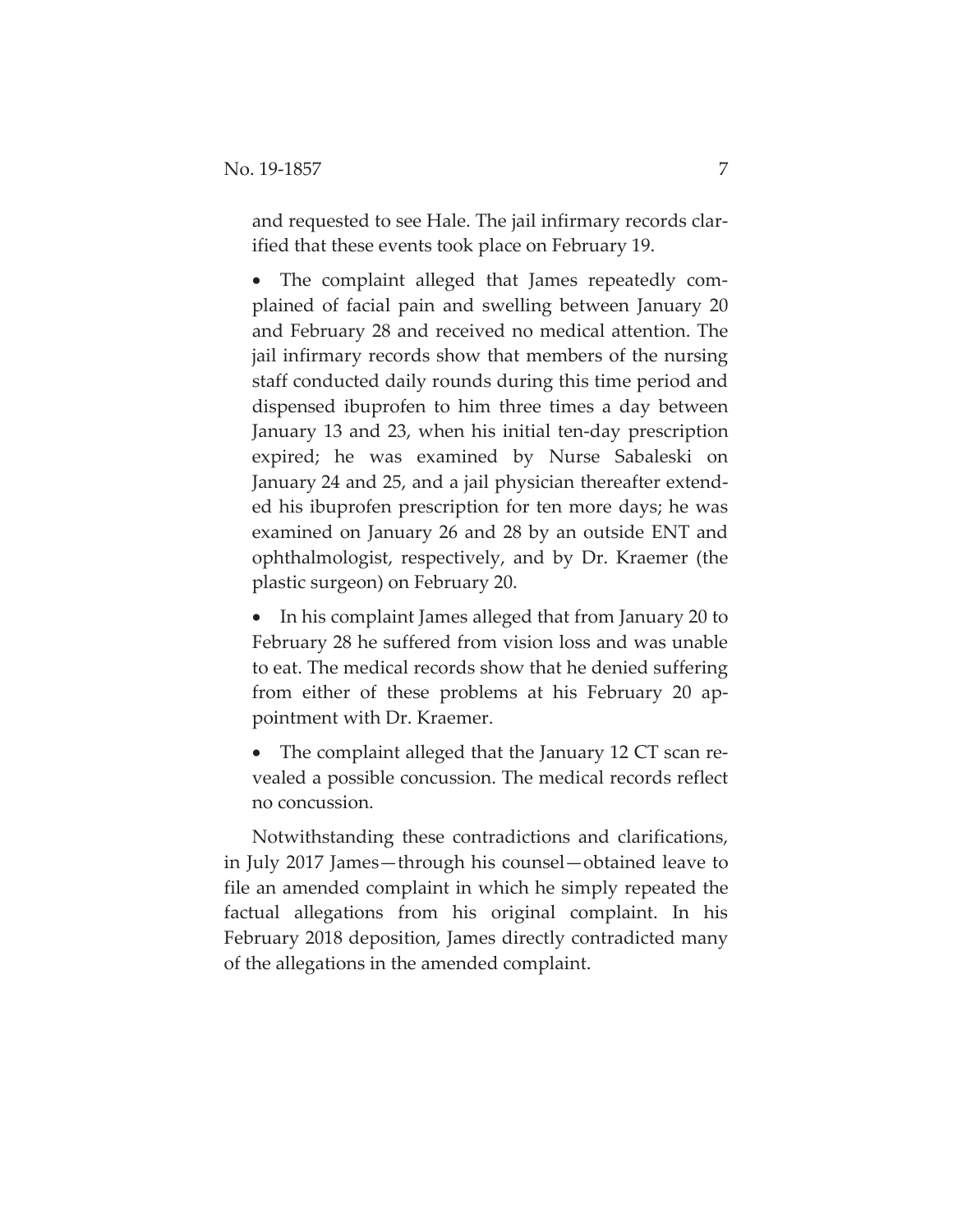and requested to see Hale. The jail infirmary records clarified that these events took place on February 19.

- The complaint alleged that James repeatedly complained of facial pain and swelling between January 20 and February 28 and received no medical attention. The jail infirmary records show that members of the nursing staff conducted daily rounds during this time period and dispensed ibuprofen to him three times a day between January 13 and 23, when his initial ten-day prescription expired; he was examined by Nurse Sabaleski on January 24 and 25, and a jail physician thereafter extended his ibuprofen prescription for ten more days; he was examined on January 26 and 28 by an outside ENT and ophthalmologist, respectively, and by Dr. Kraemer (the plastic surgeon) on February 20.

- In his complaint James alleged that from January 20 to February 28 he suffered from vision loss and was unable to eat. The medical records show that he denied suffering from either of these problems at his February 20 appointment with Dr. Kraemer.

- The complaint alleged that the January 12 CT scan revealed a possible concussion. The medical records reflect no concussion.

Notwithstanding these contradictions and clarifications, in July 2017 James—through his counsel—obtained leave to file an amended complaint in which he simply repeated the factual allegations from his original complaint. In his February 2018 deposition, James directly contradicted many of the allegations in the amended complaint.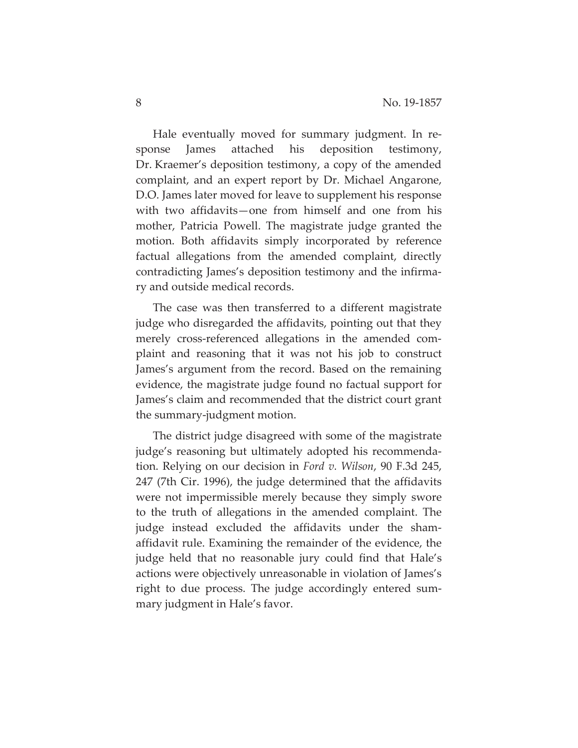Hale eventually moved for summary judgment. In response James attached his deposition testimony, Dr. Kraemer's deposition testimony, a copy of the amended complaint, and an expert report by Dr. Michael Angarone, D.O. James later moved for leave to supplement his response with two affidavits—one from himself and one from his mother, Patricia Powell. The magistrate judge granted the motion. Both affidavits simply incorporated by reference factual allegations from the amended complaint, directly contradicting James's deposition testimony and the infirmary and outside medical records.

The case was then transferred to a different magistrate judge who disregarded the affidavits, pointing out that they merely cross-referenced allegations in the amended complaint and reasoning that it was not his job to construct James's argument from the record. Based on the remaining evidence, the magistrate judge found no factual support for James's claim and recommended that the district court grant the summary-judgment motion.

The district judge disagreed with some of the magistrate judge's reasoning but ultimately adopted his recommendation. Relying on our decision in *Ford v. Wilson*, 90 F.3d 245, 247 (7th Cir. 1996), the judge determined that the affidavits were not impermissible merely because they simply swore to the truth of allegations in the amended complaint. The judge instead excluded the affidavits under the sham-affidavit rule. Examining the remainder of the evidence, the judge held that no reasonable jury could find that Hale's actions were objectively unreasonable in violation of James's right to due process. The judge accordingly entered summary judgment in Hale's favor.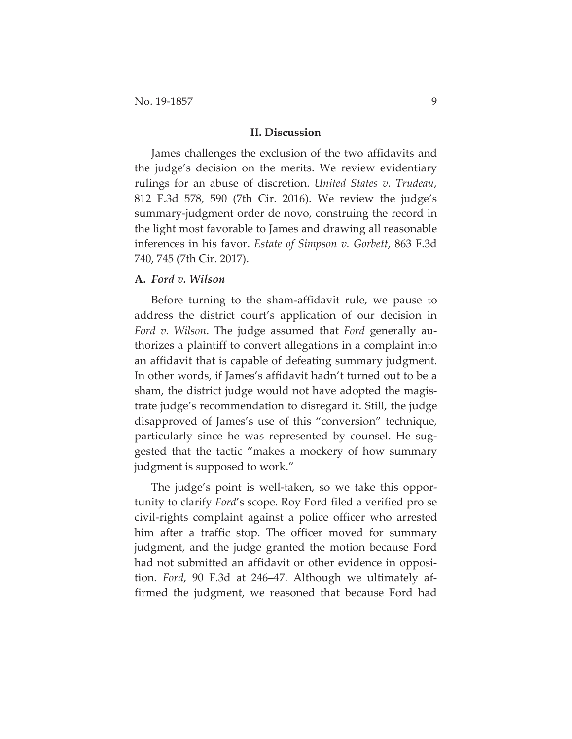## II. Discussion

James challenges the exclusion of the two affidavits and the judge's decision on the merits. We review evidentiary rulings for an abuse of discretion. *United States v. Trudeau*, 812 F.3d 578, 590 (7th Cir. 2016). We review the judge's summary-judgment order de novo, construing the record in the light most favorable to James and drawing all reasonable inferences in his favor. *Estate of Simpson v. Gorbett*, 863 F.3d 740, 745 (7th Cir. 2017).

### A. *Ford v. Wilson*

Before turning to the sham-affidavit rule, we pause to address the district court's application of our decision in *Ford v. Wilson*. The judge assumed that *Ford* generally authorizes a plaintiff to convert allegations in a complaint into an affidavit that is capable of defeating summary judgment. In other words, if James's affidavit hadn't turned out to be a sham, the district judge would not have adopted the magistrate judge's recommendation to disregard it. Still, the judge disapproved of James's use of this "conversion" technique, particularly since he was represented by counsel. He suggested that the tactic "makes a mockery of how summary judgment is supposed to work."

The judge's point is well-taken, so we take this opportunity to clarify *Ford*'s scope. Roy Ford filed a verified pro se civil-rights complaint against a police officer who arrested him after a traffic stop. The officer moved for summary judgment, and the judge granted the motion because Ford had not submitted an affidavit or other evidence in opposition. *Ford*, 90 F.3d at 246–47. Although we ultimately affirmed the judgment, we reasoned that because Ford had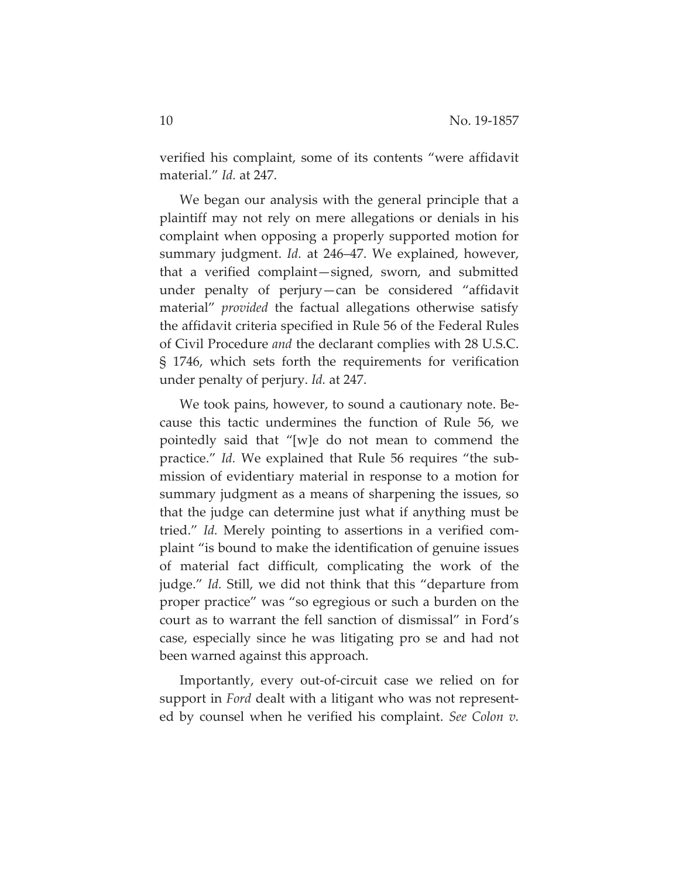verified his complaint, some of its contents "were affidavit material." *Id.* at 247.

We began our analysis with the general principle that a plaintiff may not rely on mere allegations or denials in his complaint when opposing a properly supported motion for summary judgment. *Id.* at 246–47. We explained, however, that a verified complaint—signed, sworn, and submitted under penalty of perjury—can be considered "affidavit material" *provided* the factual allegations otherwise satisfy the affidavit criteria specified in Rule 56 of the Federal Rules of Civil Procedure *and* the declarant complies with 28 U.S.C. § 1746, which sets forth the requirements for verification under penalty of perjury. *Id.* at 247.

We took pains, however, to sound a cautionary note. Because this tactic undermines the function of Rule 56, we pointedly said that "[w]e do not mean to commend the practice." *Id.* We explained that Rule 56 requires "the submission of evidentiary material in response to a motion for summary judgment as a means of sharpening the issues, so that the judge can determine just what if anything must be tried." *Id.* Merely pointing to assertions in a verified complaint "is bound to make the identification of genuine issues of material fact difficult, complicating the work of the judge." *Id.* Still, we did not think that this "departure from proper practice" was "so egregious or such a burden on the court as to warrant the fell sanction of dismissal" in Ford's case, especially since he was litigating pro se and had not been warned against this approach.

Importantly, every out-of-circuit case we relied on for support in *Ford* dealt with a litigant who was not represented by counsel when he verified his complaint. *See Colon v.*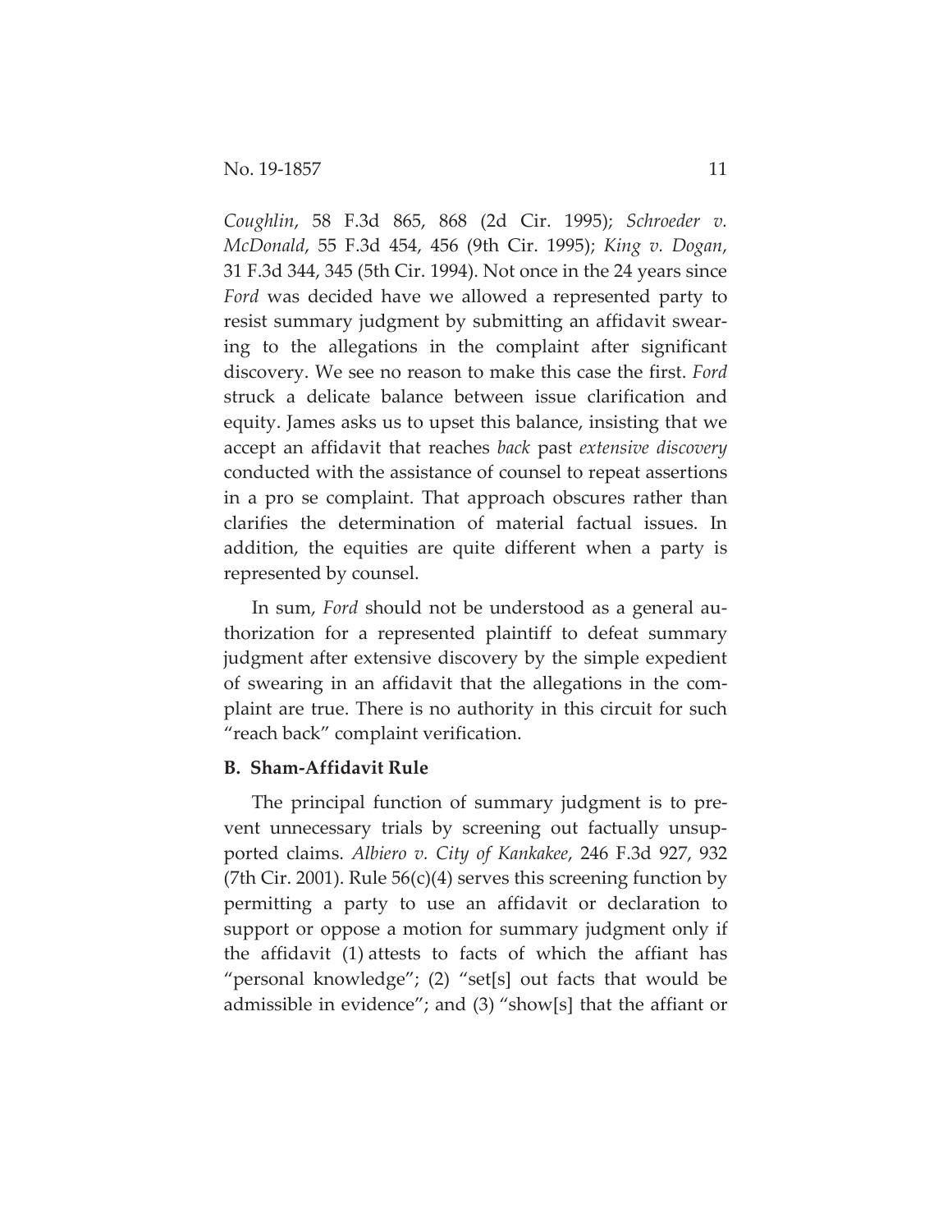*Coughlin*, 58 F.3d 865, 868 (2d Cir. 1995); *Schroeder v. McDonald*, 55 F.3d 454, 456 (9th Cir. 1995); *King v. Dogan*, 31 F.3d 344, 345 (5th Cir. 1994). Not once in the 24 years since *Ford* was decided have we allowed a represented party to resist summary judgment by submitting an affidavit swearing to the allegations in the complaint after significant discovery. We see no reason to make this case the first. *Ford* struck a delicate balance between issue clarification and equity. James asks us to upset this balance, insisting that we accept an affidavit that reaches *back* past *extensive discovery* conducted with the assistance of counsel to repeat assertions in a pro se complaint. That approach obscures rather than clarifies the determination of material factual issues. In addition, the equities are quite different when a party is represented by counsel.

In sum, *Ford* should not be understood as a general authorization for a represented plaintiff to defeat summary judgment after extensive discovery by the simple expedient of swearing in an affidavit that the allegations in the complaint are true. There is no authority in this circuit for such "reach back" complaint verification.

**B. Sham-Affidavit Rule**

The principal function of summary judgment is to prevent unnecessary trials by screening out factually unsupported claims. *Albiero v. City of Kankakee*, 246 F.3d 927, 932 (7th Cir. 2001). Rule 56(c)(4) serves this screening function by permitting a party to use an affidavit or declaration to support or oppose a motion for summary judgment only if the affidavit (1) attests to facts of which the affiant has "personal knowledge"; (2) "set[s] out facts that would be admissible in evidence"; and (3) "show[s] that the affiant or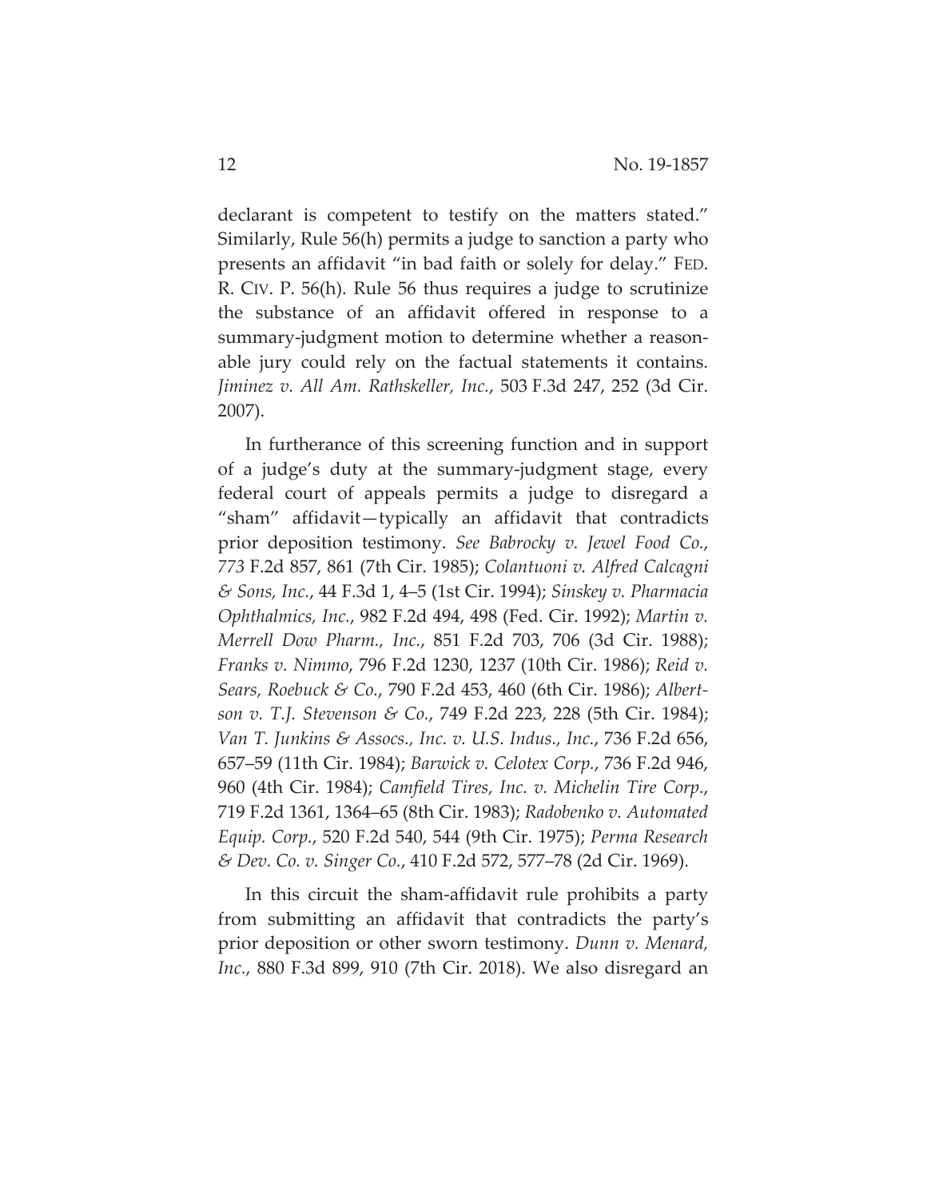declarant is competent to testify on the matters stated." Similarly, Rule 56(h) permits a judge to sanction a party who presents an affidavit "in bad faith or solely for delay." FED. R. CIV. P. 56(h). Rule 56 thus requires a judge to scrutinize the substance of an affidavit offered in response to a summary-judgment motion to determine whether a reasonable jury could rely on the factual statements it contains. *Jiminez v. All Am. Rathskeller, Inc.*, 503 F.3d 247, 252 (3d Cir. 2007).

In furtherance of this screening function and in support of a judge's duty at the summary-judgment stage, every federal court of appeals permits a judge to disregard a "sham" affidavit—typically an affidavit that contradicts prior deposition testimony. *See Babrocky v. Jewel Food Co.*, *773* F.2d 857, 861 (7th Cir. 1985); *Colantuoni v. Alfred Calcagni & Sons, Inc.*, 44 F.3d 1, 4–5 (1st Cir. 1994); *Sinskey v. Pharmacia Ophthalmics, Inc.*, 982 F.2d 494, 498 (Fed. Cir. 1992); *Martin v. Merrell Dow Pharm., Inc.*, 851 F.2d 703, 706 (3d Cir. 1988); *Franks v. Nimmo*, 796 F.2d 1230, 1237 (10th Cir. 1986); *Reid v. Sears, Roebuck & Co.*, 790 F.2d 453, 460 (6th Cir. 1986); *Albertson v. T.J. Stevenson & Co.*, 749 F.2d 223, 228 (5th Cir. 1984); *Van T. Junkins & Assocs., Inc. v. U.S. Indus., Inc.*, 736 F.2d 656, 657–59 (11th Cir. 1984); *Barwick v. Celotex Corp.*, 736 F.2d 946, 960 (4th Cir. 1984); *Camfield Tires, Inc. v. Michelin Tire Corp.*, 719 F.2d 1361, 1364–65 (8th Cir. 1983); *Radobenko v. Automated Equip. Corp.*, 520 F.2d 540, 544 (9th Cir. 1975); *Perma Research & Dev. Co. v. Singer Co.*, 410 F.2d 572, 577–78 (2d Cir. 1969).

In this circuit the sham-affidavit rule prohibits a party from submitting an affidavit that contradicts the party's prior deposition or other sworn testimony. *Dunn v. Menard, Inc.*, 880 F.3d 899, 910 (7th Cir. 2018). We also disregard an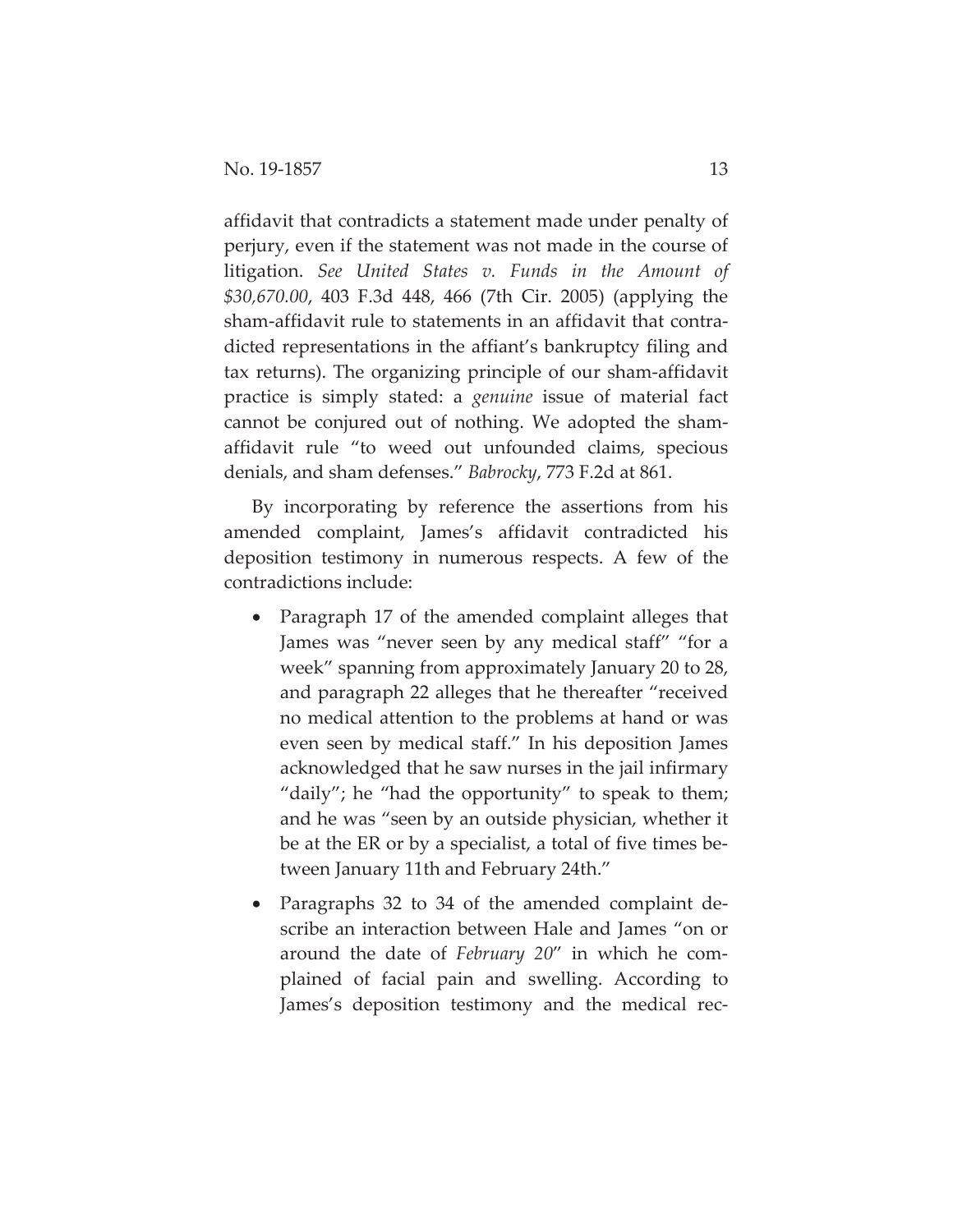affidavit that contradicts a statement made under penalty of perjury, even if the statement was not made in the course of litigation. *See United States v. Funds in the Amount of $30,670.00*, 403 F.3d 448, 466 (7th Cir. 2005) (applying the sham-affidavit rule to statements in an affidavit that contradicted representations in the affiant's bankruptcy filing and tax returns). The organizing principle of our sham-affidavit practice is simply stated: a *genuine* issue of material fact cannot be conjured out of nothing. We adopted the sham-affidavit rule "to weed out unfounded claims, specious denials, and sham defenses." *Babrocky*, 773 F.2d at 861.

By incorporating by reference the assertions from his amended complaint, James's affidavit contradicted his deposition testimony in numerous respects. A few of the contradictions include:

- Paragraph 17 of the amended complaint alleges that James was "never seen by any medical staff" "for a week" spanning from approximately January 20 to 28, and paragraph 22 alleges that he thereafter "received no medical attention to the problems at hand or was even seen by medical staff." In his deposition James acknowledged that he saw nurses in the jail infirmary "daily"; he "had the opportunity" to speak to them; and he was "seen by an outside physician, whether it be at the ER or by a specialist, a total of five times between January 11th and February 24th."
- Paragraphs 32 to 34 of the amended complaint describe an interaction between Hale and James "on or around the date of *February 20*" in which he complained of facial pain and swelling. According to James's deposition testimony and the medical rec-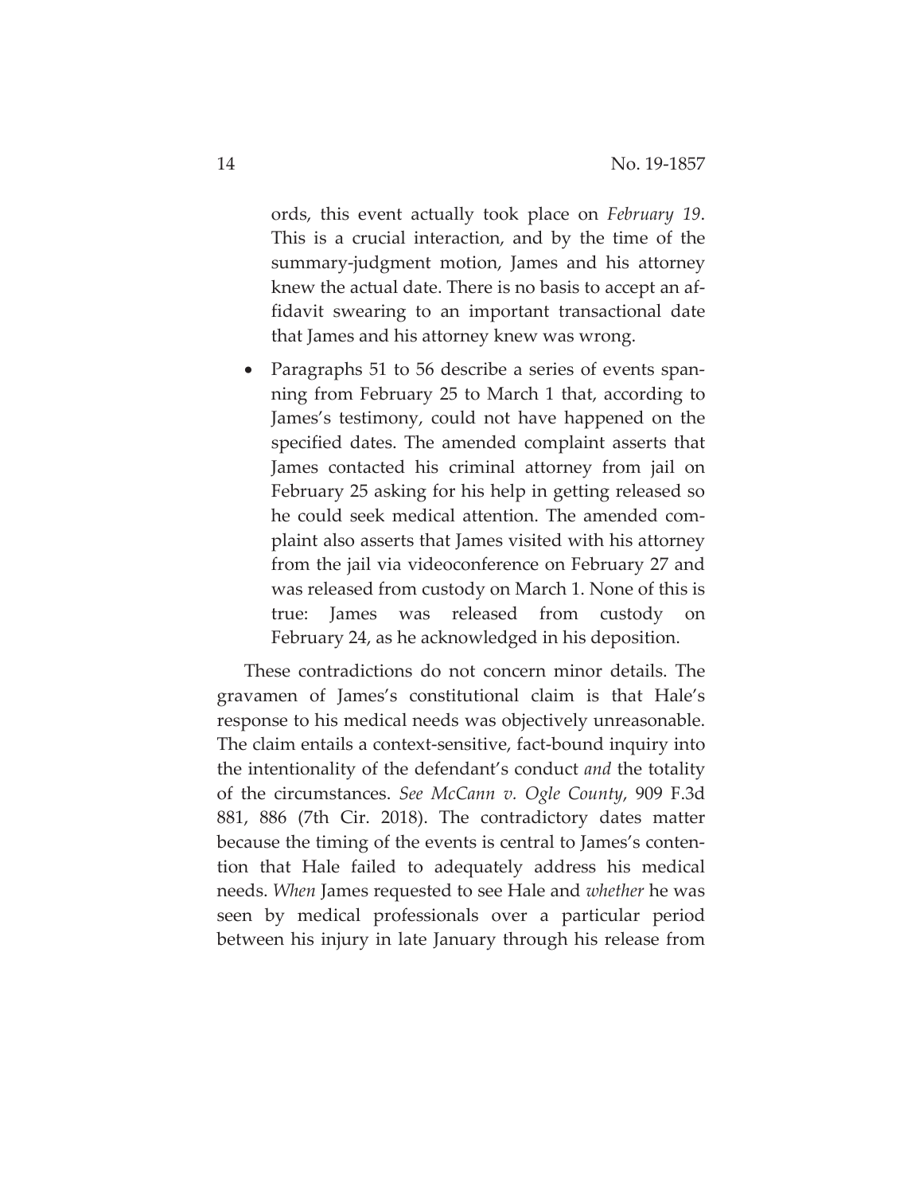ords, this event actually took place on *February 19*. This is a crucial interaction, and by the time of the summary-judgment motion, James and his attorney knew the actual date. There is no basis to accept an affidavit swearing to an important transactional date that James and his attorney knew was wrong.

- Paragraphs 51 to 56 describe a series of events spanning from February 25 to March 1 that, according to James's testimony, could not have happened on the specified dates. The amended complaint asserts that James contacted his criminal attorney from jail on February 25 asking for his help in getting released so he could seek medical attention. The amended complaint also asserts that James visited with his attorney from the jail via videoconference on February 27 and was released from custody on March 1. None of this is true: James was released from custody on February 24, as he acknowledged in his deposition.

These contradictions do not concern minor details. The gravamen of James's constitutional claim is that Hale's response to his medical needs was objectively unreasonable. The claim entails a context-sensitive, fact-bound inquiry into the intentionality of the defendant's conduct *and* the totality of the circumstances. *See McCann v. Ogle County*, 909 F.3d 881, 886 (7th Cir. 2018). The contradictory dates matter because the timing of the events is central to James's contention that Hale failed to adequately address his medical needs. *When* James requested to see Hale and *whether* he was seen by medical professionals over a particular period between his injury in late January through his release from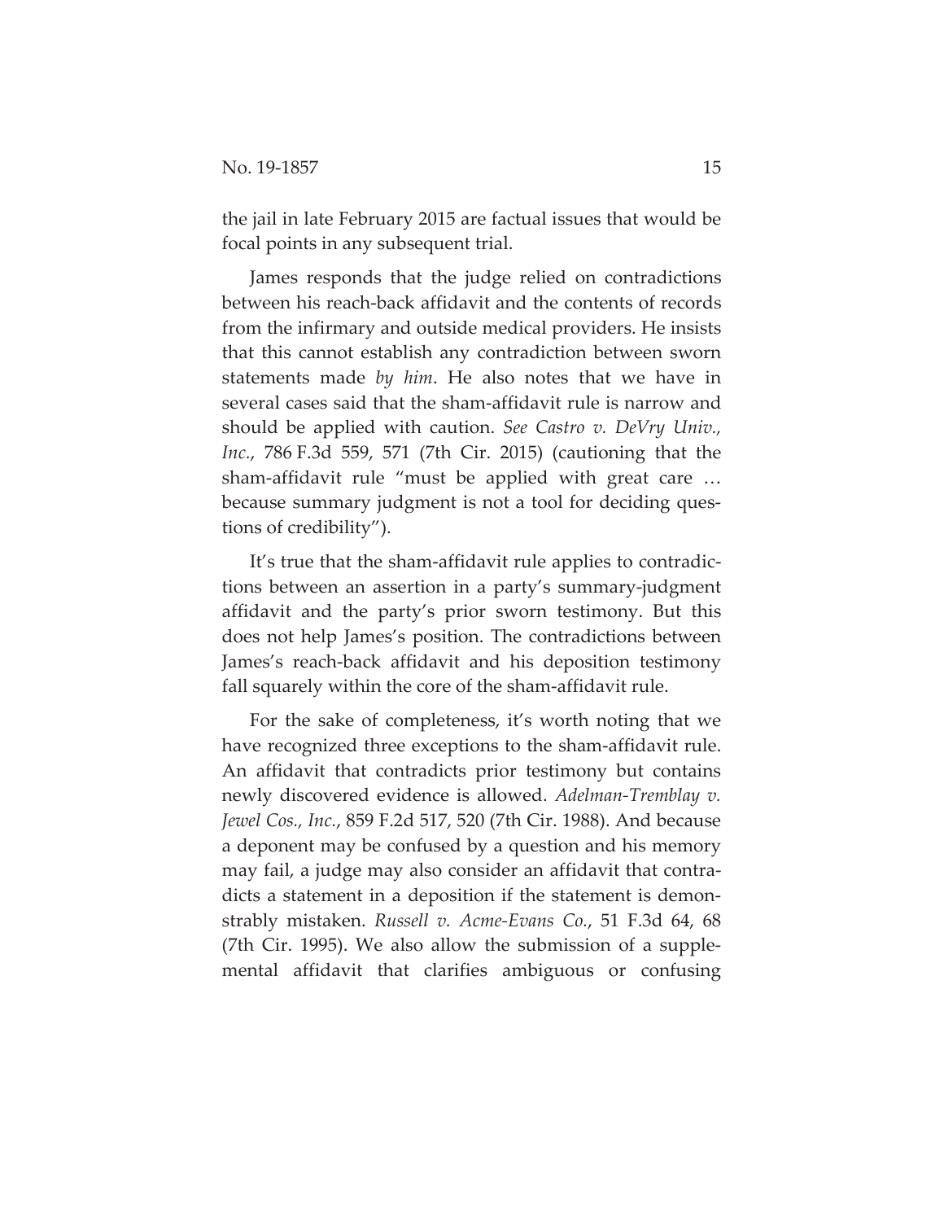the jail in late February 2015 are factual issues that would be focal points in any subsequent trial.

James responds that the judge relied on contradictions between his reach-back affidavit and the contents of records from the infirmary and outside medical providers. He insists that this cannot establish any contradiction between sworn statements made *by him*. He also notes that we have in several cases said that the sham-affidavit rule is narrow and should be applied with caution. *See Castro v. DeVry Univ., Inc.*, 786 F.3d 559, 571 (7th Cir. 2015) (cautioning that the sham-affidavit rule "must be applied with great care … because summary judgment is not a tool for deciding questions of credibility").

It's true that the sham-affidavit rule applies to contradictions between an assertion in a party's summary-judgment affidavit and the party's prior sworn testimony. But this does not help James's position. The contradictions between James's reach-back affidavit and his deposition testimony fall squarely within the core of the sham-affidavit rule.

For the sake of completeness, it's worth noting that we have recognized three exceptions to the sham-affidavit rule. An affidavit that contradicts prior testimony but contains newly discovered evidence is allowed. *Adelman-Tremblay v. Jewel Cos., Inc.*, 859 F.2d 517, 520 (7th Cir. 1988). And because a deponent may be confused by a question and his memory may fail, a judge may also consider an affidavit that contradicts a statement in a deposition if the statement is demonstrably mistaken. *Russell v. Acme-Evans Co.*, 51 F.3d 64, 68 (7th Cir. 1995). We also allow the submission of a supplemental affidavit that clarifies ambiguous or confusing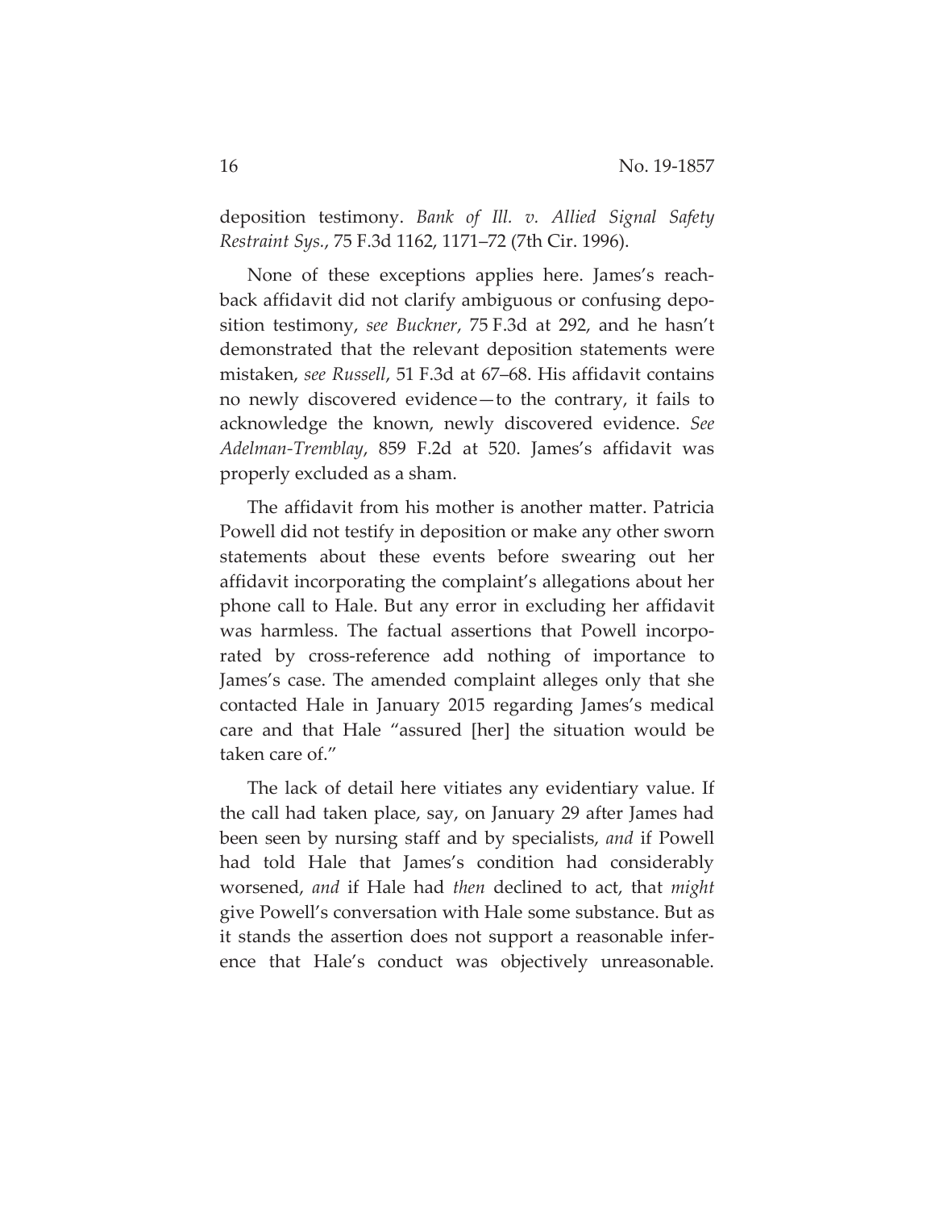deposition testimony. *Bank of Ill. v. Allied Signal Safety Restraint Sys.*, 75 F.3d 1162, 1171–72 (7th Cir. 1996).

None of these exceptions applies here. James's reach-back affidavit did not clarify ambiguous or confusing deposition testimony, *see Buckner*, 75 F.3d at 292, and he hasn't demonstrated that the relevant deposition statements were mistaken, *see Russell*, 51 F.3d at 67–68. His affidavit contains no newly discovered evidence—to the contrary, it fails to acknowledge the known, newly discovered evidence. *See Adelman-Tremblay*, 859 F.2d at 520. James's affidavit was properly excluded as a sham.

The affidavit from his mother is another matter. Patricia Powell did not testify in deposition or make any other sworn statements about these events before swearing out her affidavit incorporating the complaint's allegations about her phone call to Hale. But any error in excluding her affidavit was harmless. The factual assertions that Powell incorporated by cross-reference add nothing of importance to James's case. The amended complaint alleges only that she contacted Hale in January 2015 regarding James's medical care and that Hale "assured [her] the situation would be taken care of."

The lack of detail here vitiates any evidentiary value. If the call had taken place, say, on January 29 after James had been seen by nursing staff and by specialists, *and* if Powell had told Hale that James's condition had considerably worsened, *and* if Hale had *then* declined to act, that *might* give Powell's conversation with Hale some substance. But as it stands the assertion does not support a reasonable inference that Hale's conduct was objectively unreasonable.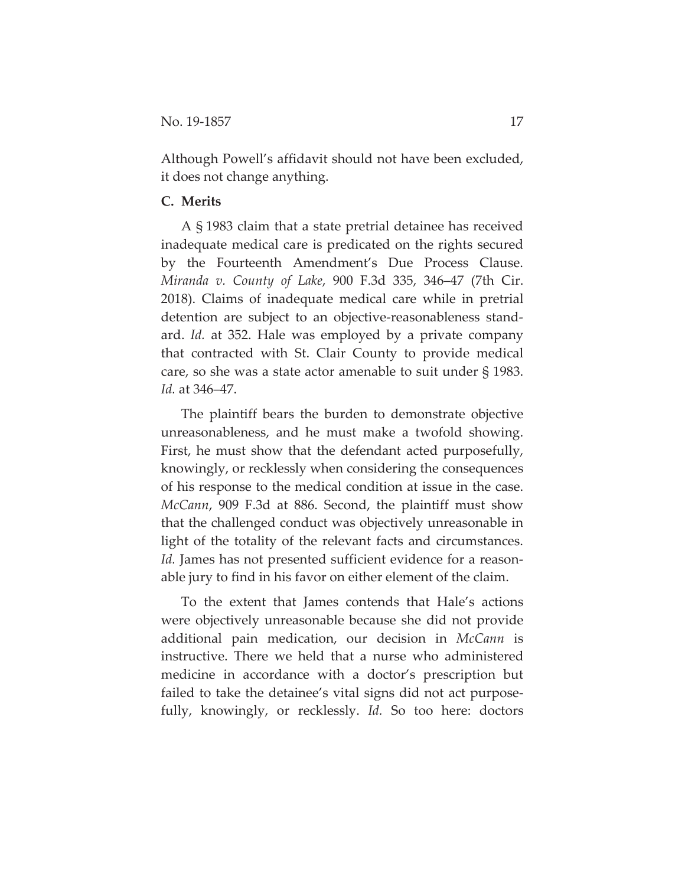Although Powell's affidavit should not have been excluded, it does not change anything.

### C. Merits

A § 1983 claim that a state pretrial detainee has received inadequate medical care is predicated on the rights secured by the Fourteenth Amendment's Due Process Clause. *Miranda v. County of Lake*, 900 F.3d 335, 346–47 (7th Cir. 2018). Claims of inadequate medical care while in pretrial detention are subject to an objective-reasonableness standard. *Id.* at 352. Hale was employed by a private company that contracted with St. Clair County to provide medical care, so she was a state actor amenable to suit under § 1983. *Id.* at 346–47.

The plaintiff bears the burden to demonstrate objective unreasonableness, and he must make a twofold showing. First, he must show that the defendant acted purposefully, knowingly, or recklessly when considering the consequences of his response to the medical condition at issue in the case. *McCann*, 909 F.3d at 886. Second, the plaintiff must show that the challenged conduct was objectively unreasonable in light of the totality of the relevant facts and circumstances. *Id.* James has not presented sufficient evidence for a reasonable jury to find in his favor on either element of the claim.

To the extent that James contends that Hale's actions were objectively unreasonable because she did not provide additional pain medication, our decision in *McCann* is instructive. There we held that a nurse who administered medicine in accordance with a doctor's prescription but failed to take the detainee's vital signs did not act purposefully, knowingly, or recklessly. *Id.* So too here: doctors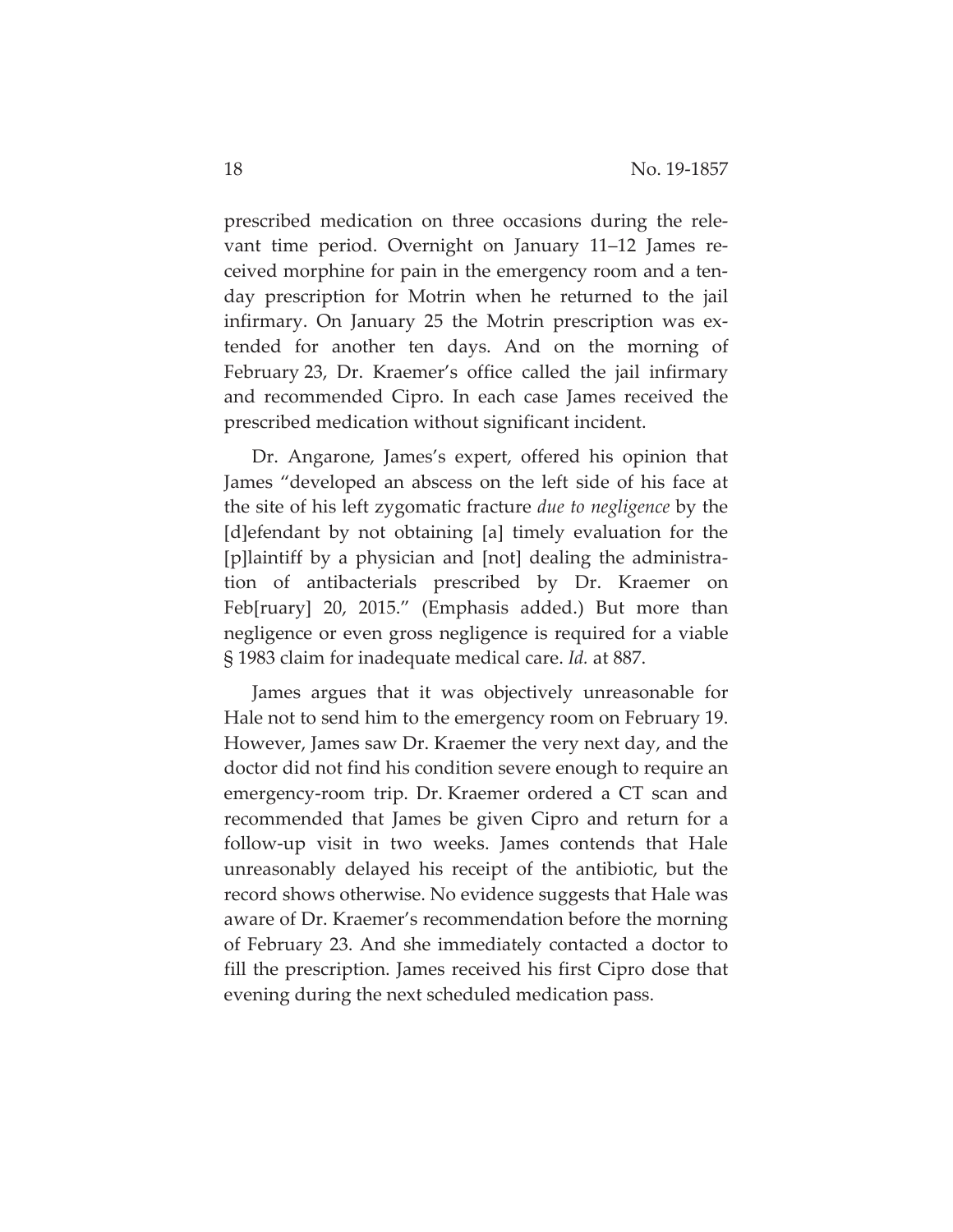prescribed medication on three occasions during the relevant time period. Overnight on January 11–12 James received morphine for pain in the emergency room and a ten-day prescription for Motrin when he returned to the jail infirmary. On January 25 the Motrin prescription was extended for another ten days. And on the morning of February 23, Dr. Kraemer's office called the jail infirmary and recommended Cipro. In each case James received the prescribed medication without significant incident.

Dr. Angarone, James's expert, offered his opinion that James "developed an abscess on the left side of his face at the site of his left zygomatic fracture *due to negligence* by the [d]efendant by not obtaining [a] timely evaluation for the [p]laintiff by a physician and [not] dealing the administration of antibacterials prescribed by Dr. Kraemer on Feb[ruary] 20, 2015." (Emphasis added.) But more than negligence or even gross negligence is required for a viable § 1983 claim for inadequate medical care. *Id.* at 887.

James argues that it was objectively unreasonable for Hale not to send him to the emergency room on February 19. However, James saw Dr. Kraemer the very next day, and the doctor did not find his condition severe enough to require an emergency-room trip. Dr. Kraemer ordered a CT scan and recommended that James be given Cipro and return for a follow-up visit in two weeks. James contends that Hale unreasonably delayed his receipt of the antibiotic, but the record shows otherwise. No evidence suggests that Hale was aware of Dr. Kraemer's recommendation before the morning of February 23. And she immediately contacted a doctor to fill the prescription. James received his first Cipro dose that evening during the next scheduled medication pass.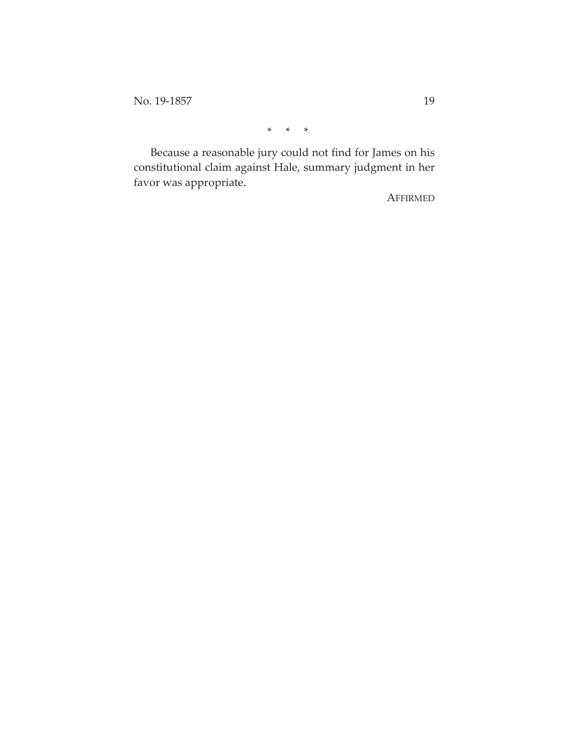\*   \*   \*

Because a reasonable jury could not find for James on his constitutional claim against Hale, summary judgment in her favor was appropriate.

AFFIRMED